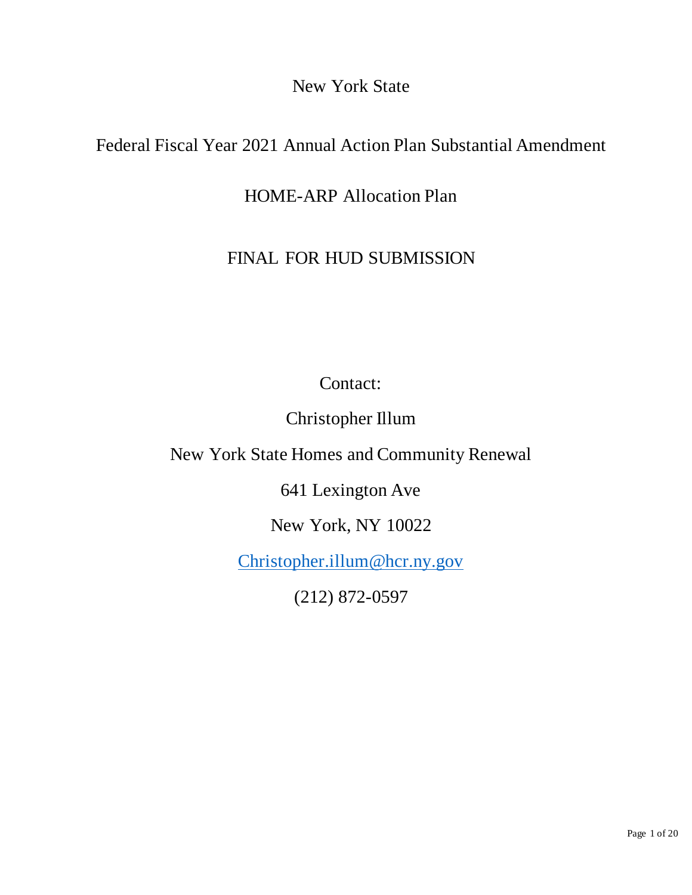# New York State

## Federal Fiscal Year 2021 Annual Action Plan Substantial Amendment

## HOME-ARP Allocation Plan

## FINAL FOR HUD SUBMISSION

Contact:

Christopher Illum

New York State Homes and Community Renewal

641 Lexington Ave

New York, NY 10022

Christopher.illum@hcr.ny.gov

(212) 872-0597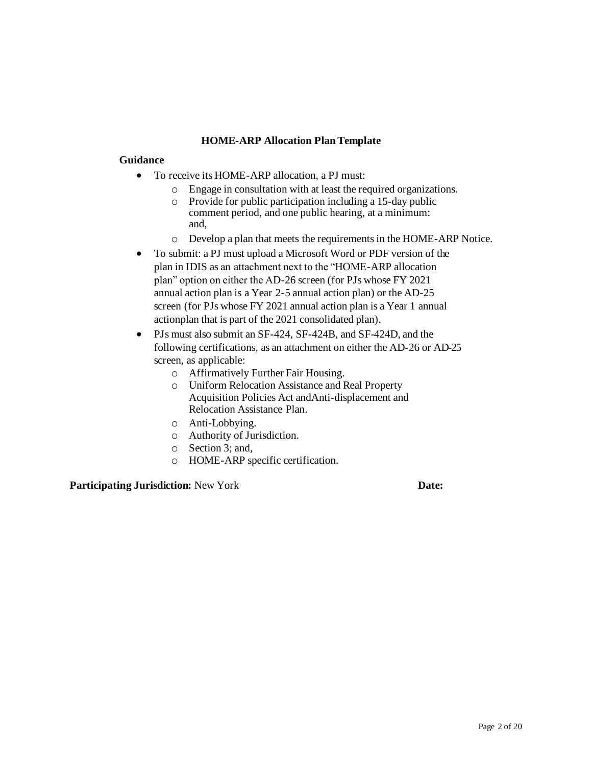# HOME-ARP Allocation Plan Template

## Guidance

- To receive its HOME-ARP allocation, a PJ must:
  - Engage in consultation with at least the required organizations.
  - Provide for public participation including a 15-day public comment period, and one public hearing, at a minimum: and,
  - Develop a plan that meets the requirements in the HOME-ARP Notice.
- To submit: a PJ must upload a Microsoft Word or PDF version of the plan in IDIS as an attachment next to the "HOME-ARP allocation plan" option on either the AD-26 screen (for PJs whose FY 2021 annual action plan is a Year 2-5 annual action plan) or the AD-25 screen (for PJs whose FY 2021 annual action plan is a Year 1 annual actionplan that is part of the 2021 consolidated plan).
- PJs must also submit an SF-424, SF-424B, and SF-424D, and the following certifications, as an attachment on either the AD-26 or AD-25 screen, as applicable:
  - Affirmatively Further Fair Housing.
  - Uniform Relocation Assistance and Real Property Acquisition Policies Act andAnti-displacement and Relocation Assistance Plan.
  - Anti-Lobbying.
  - Authority of Jurisdiction.
  - Section 3; and,
  - HOME-ARP specific certification.

**Participating Jurisdiction:** New York **Date:**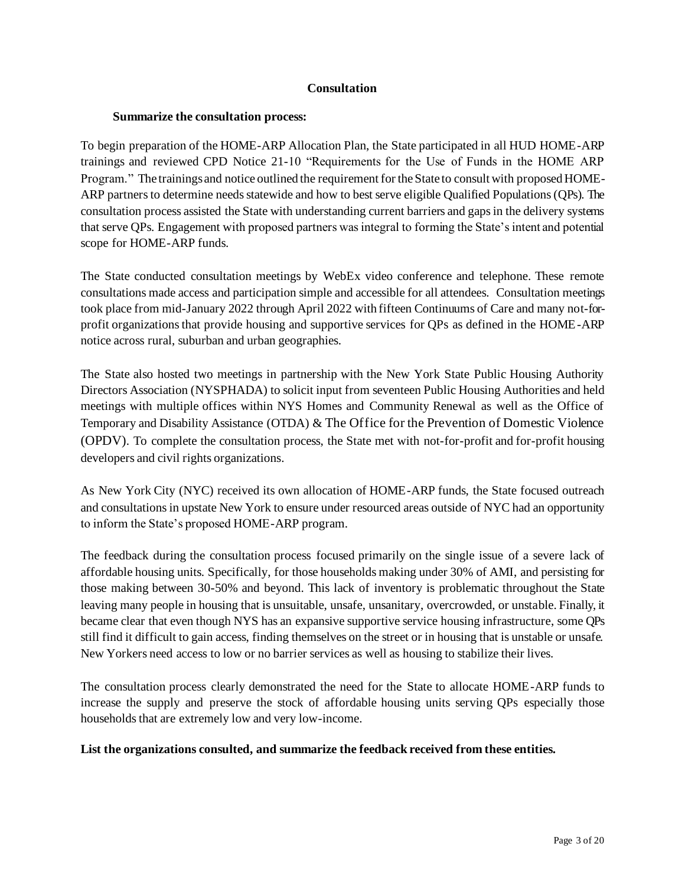## Consultation

### Summarize the consultation process:

To begin preparation of the HOME-ARP Allocation Plan, the State participated in all HUD HOME-ARP trainings and reviewed CPD Notice 21-10 "Requirements for the Use of Funds in the HOME ARP Program." The trainings and notice outlined the requirement for the State to consult with proposed HOME-ARP partners to determine needs statewide and how to best serve eligible Qualified Populations (QPs). The consultation process assisted the State with understanding current barriers and gaps in the delivery systems that serve QPs. Engagement with proposed partners was integral to forming the State's intent and potential scope for HOME-ARP funds.

The State conducted consultation meetings by WebEx video conference and telephone. These remote consultations made access and participation simple and accessible for all attendees. Consultation meetings took place from mid-January 2022 through April 2022 with fifteen Continuums of Care and many not-for-profit organizations that provide housing and supportive services for QPs as defined in the HOME-ARP notice across rural, suburban and urban geographies.

The State also hosted two meetings in partnership with the New York State Public Housing Authority Directors Association (NYSPHADA) to solicit input from seventeen Public Housing Authorities and held meetings with multiple offices within NYS Homes and Community Renewal as well as the Office of Temporary and Disability Assistance (OTDA) & The Office for the Prevention of Domestic Violence (OPDV). To complete the consultation process, the State met with not-for-profit and for-profit housing developers and civil rights organizations.

As New York City (NYC) received its own allocation of HOME-ARP funds, the State focused outreach and consultations in upstate New York to ensure under resourced areas outside of NYC had an opportunity to inform the State's proposed HOME-ARP program.

The feedback during the consultation process focused primarily on the single issue of a severe lack of affordable housing units. Specifically, for those households making under 30% of AMI, and persisting for those making between 30-50% and beyond. This lack of inventory is problematic throughout the State leaving many people in housing that is unsuitable, unsafe, unsanitary, overcrowded, or unstable. Finally, it became clear that even though NYS has an expansive supportive service housing infrastructure, some QPs still find it difficult to gain access, finding themselves on the street or in housing that is unstable or unsafe. New Yorkers need access to low or no barrier services as well as housing to stabilize their lives.

The consultation process clearly demonstrated the need for the State to allocate HOME-ARP funds to increase the supply and preserve the stock of affordable housing units serving QPs especially those households that are extremely low and very low-income.

**List the organizations consulted, and summarize the feedback received from these entities.**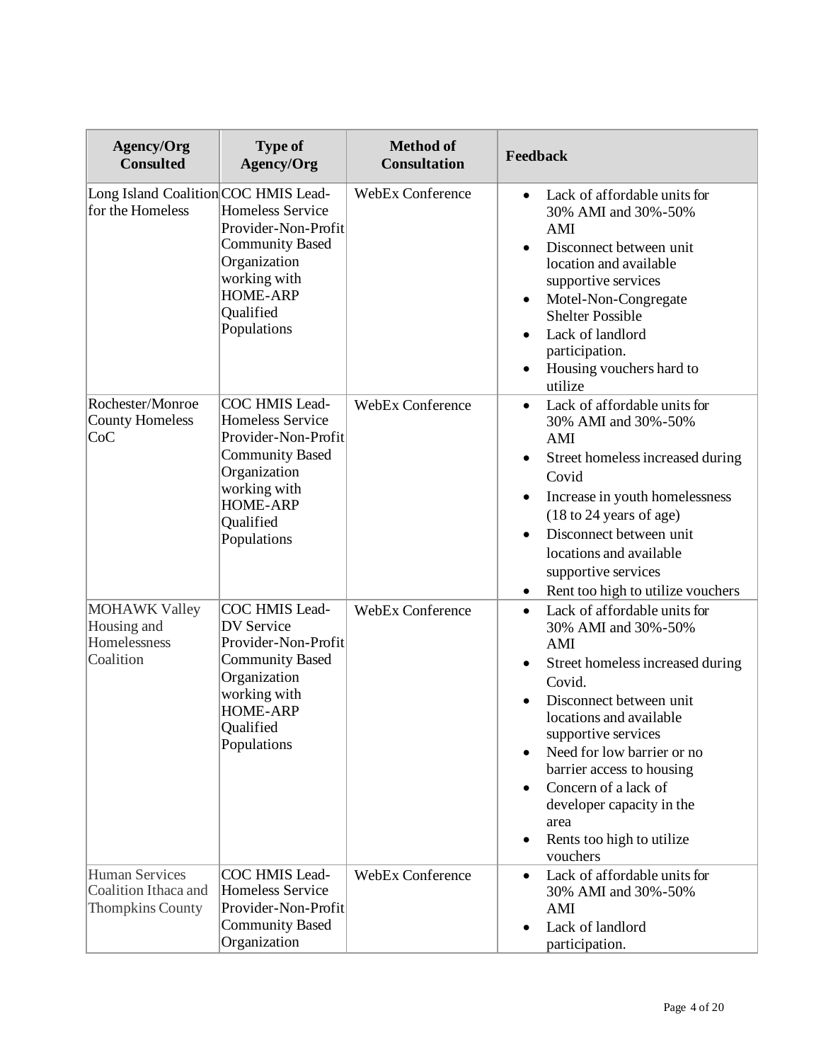| Agency/Org Consulted | Type of Agency/Org | Method of Consultation | Feedback |
|---|---|---|---|
| Long Island Coalition for the Homeless | COC HMIS Lead-Homeless Service Provider-Non-Profit Community Based Organization working with HOME-ARP Qualified Populations | WebEx Conference | • Lack of affordable units for 30% AMI and 30%-50% AMI<br>• Disconnect between unit location and available supportive services<br>• Motel-Non-Congregate Shelter Possible<br>• Lack of landlord participation.<br>• Housing vouchers hard to utilize |
| Rochester/Monroe County Homeless CoC | COC HMIS Lead-Homeless Service Provider-Non-Profit Community Based Organization working with HOME-ARP Qualified Populations | WebEx Conference | • Lack of affordable units for 30% AMI and 30%-50% AMI<br>• Street homeless increased during Covid<br>• Increase in youth homelessness (18 to 24 years of age)<br>• Disconnect between unit locations and available supportive services<br>• Rent too high to utilize vouchers |
| MOHAWK Valley Housing and Homelessness Coalition | COC HMIS Lead-DV Service Provider-Non-Profit Community Based Organization working with HOME-ARP Qualified Populations | WebEx Conference | • Lack of affordable units for 30% AMI and 30%-50% AMI<br>• Street homeless increased during Covid.<br>• Disconnect between unit locations and available supportive services<br>• Need for low barrier or no barrier access to housing<br>• Concern of a lack of developer capacity in the area<br>• Rents too high to utilize vouchers |
| Human Services Coalition Ithaca and Thompkins County | COC HMIS Lead-Homeless Service Provider-Non-Profit Community Based Organization | WebEx Conference | • Lack of affordable units for 30% AMI and 30%-50% AMI<br>• Lack of landlord participation. |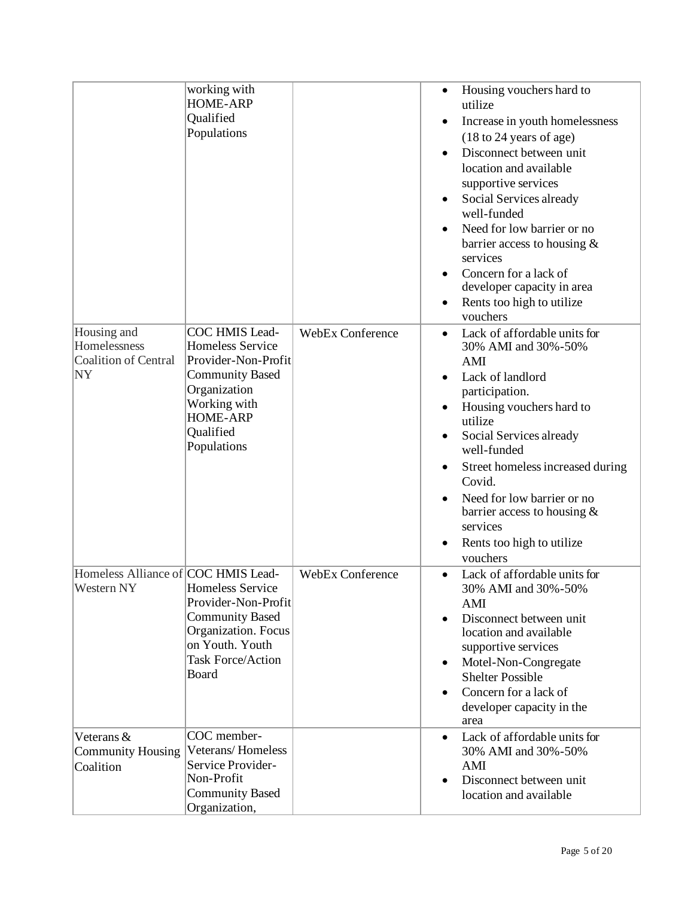| | | | |
|---|---|---|---|
| | working with HOME-ARP Qualified Populations | | • Housing vouchers hard to utilize<br>• Increase in youth homelessness (18 to 24 years of age)<br>• Disconnect between unit location and available supportive services<br>• Social Services already well-funded<br>• Need for low barrier or no barrier access to housing & services<br>• Concern for a lack of developer capacity in area<br>• Rents too high to utilize vouchers |
| Housing and Homelessness Coalition of Central NY | COC HMIS Lead-Homeless Service Provider-Non-Profit Community Based Organization Working with HOME-ARP Qualified Populations | WebEx Conference | • Lack of affordable units for 30% AMI and 30%-50% AMI<br>• Lack of landlord participation.<br>• Housing vouchers hard to utilize<br>• Social Services already well-funded<br>• Street homeless increased during Covid.<br>• Need for low barrier or no barrier access to housing & services<br>• Rents too high to utilize vouchers |
| Homeless Alliance of Western NY | COC HMIS Lead-Homeless Service Provider-Non-Profit Community Based Organization. Focus on Youth. Youth Task Force/Action Board | WebEx Conference | • Lack of affordable units for 30% AMI and 30%-50% AMI<br>• Disconnect between unit location and available supportive services<br>• Motel-Non-Congregate Shelter Possible<br>• Concern for a lack of developer capacity in the area |
| Veterans & Community Housing Coalition | COC member-Veterans/ Homeless Service Provider-Non-Profit Community Based Organization, | | • Lack of affordable units for 30% AMI and 30%-50% AMI<br>• Disconnect between unit location and available |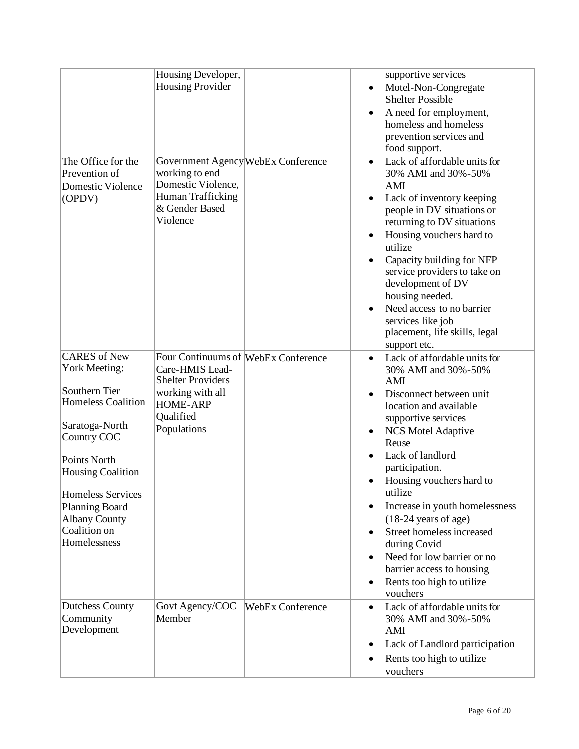| | | | |
|---|---|---|---|
| | Housing Developer, Housing Provider | | • supportive services<br>• Motel-Non-Congregate Shelter Possible<br>• A need for employment, homeless and homeless prevention services and food support. |
| The Office for the Prevention of Domestic Violence (OPDV) | Government Agency working to end Domestic Violence, Human Trafficking & Gender Based Violence | WebEx Conference | • Lack of affordable units for 30% AMI and 30%-50% AMI<br>• Lack of inventory keeping people in DV situations or returning to DV situations<br>• Housing vouchers hard to utilize<br>• Capacity building for NFP service providers to take on development of DV housing needed.<br>• Need access to no barrier services like job placement, life skills, legal support etc. |
| CARES of New York Meeting:<br><br>Southern Tier Homeless Coalition<br><br>Saratoga-North Country COC<br><br>Points North Housing Coalition<br><br>Homeless Services Planning Board Albany County Coalition on Homelessness | Four Continuums of Care-HMIS Lead-Shelter Providers working with all HOME-ARP Qualified Populations | WebEx Conference | • Lack of affordable units for 30% AMI and 30%-50% AMI<br>• Disconnect between unit location and available supportive services<br>• NCS Motel Adaptive Reuse<br>• Lack of landlord participation.<br>• Housing vouchers hard to utilize<br>• Increase in youth homelessness (18-24 years of age)<br>• Street homeless increased during Covid<br>• Need for low barrier or no barrier access to housing<br>• Rents too high to utilize vouchers |
| Dutchess County Community Development | Govt Agency/COC Member | WebEx Conference | • Lack of affordable units for 30% AMI and 30%-50% AMI<br>• Lack of Landlord participation<br>• Rents too high to utilize vouchers |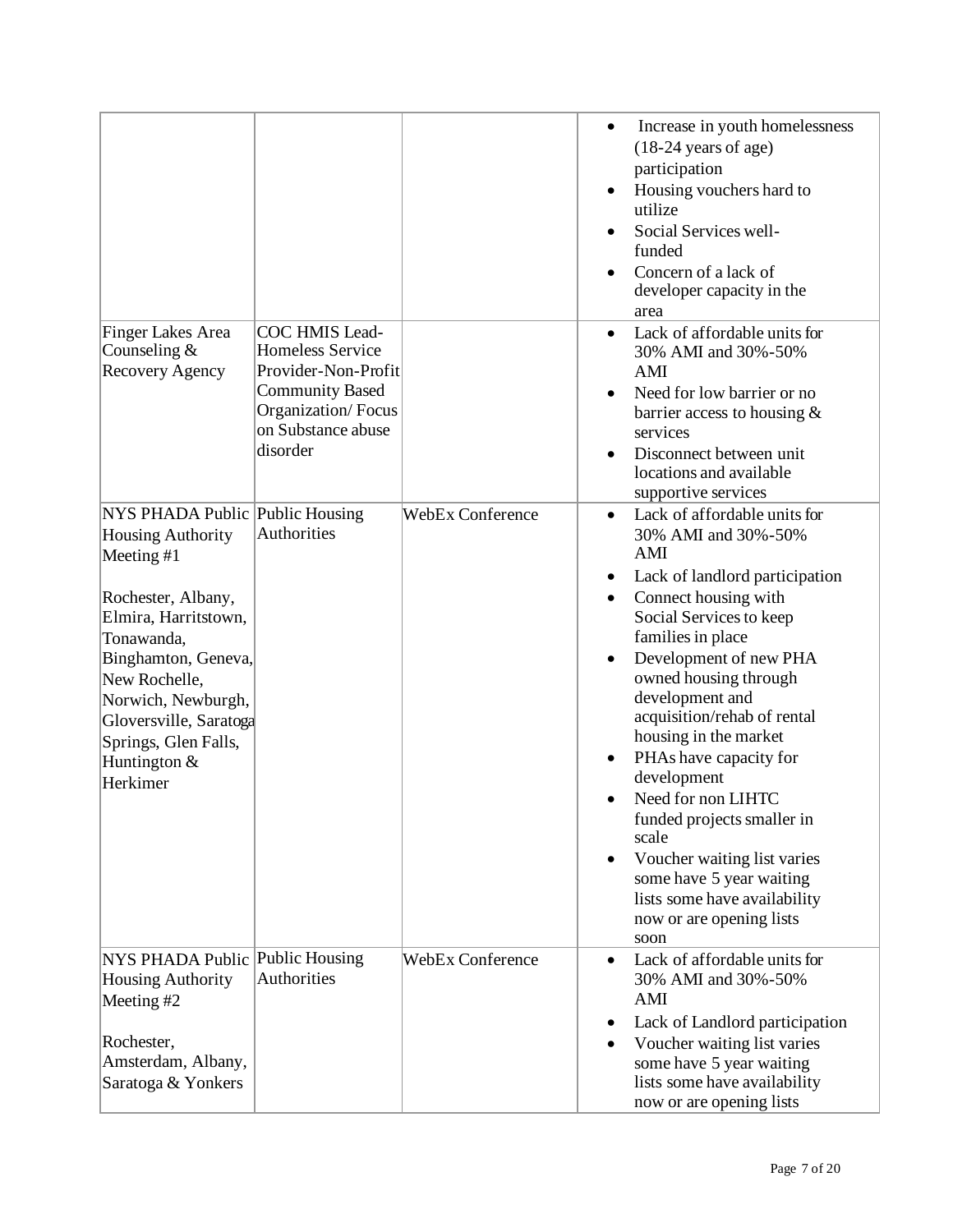| | | | |
|---|---|---|---|
| | | | • Increase in youth homelessness (18-24 years of age) participation<br>• Housing vouchers hard to utilize<br>• Social Services well-funded<br>• Concern of a lack of developer capacity in the area |
| Finger Lakes Area Counseling & Recovery Agency | COC HMIS Lead-Homeless Service Provider-Non-Profit Community Based Organization/ Focus on Substance abuse disorder | | • Lack of affordable units for 30% AMI and 30%-50% AMI<br>• Need for low barrier or no barrier access to housing & services<br>• Disconnect between unit locations and available supportive services |
| NYS PHADA Public Housing Authority Meeting #1<br><br>Rochester, Albany, Elmira, Harritstown, Tonawanda, Binghamton, Geneva, New Rochelle, Norwich, Newburgh, Gloversville, Saratoga Springs, Glen Falls, Huntington & Herkimer | Public Housing Authorities | WebEx Conference | • Lack of affordable units for 30% AMI and 30%-50% AMI<br>• Lack of landlord participation<br>• Connect housing with Social Services to keep families in place<br>• Development of new PHA owned housing through development and acquisition/rehab of rental housing in the market<br>• PHAs have capacity for development<br>• Need for non LIHTC funded projects smaller in scale<br>• Voucher waiting list varies some have 5 year waiting lists some have availability now or are opening lists soon |
| NYS PHADA Public Housing Authority Meeting #2<br><br>Rochester, Amsterdam, Albany, Saratoga & Yonkers | Public Housing Authorities | WebEx Conference | • Lack of affordable units for 30% AMI and 30%-50% AMI<br>• Lack of Landlord participation<br>• Voucher waiting list varies some have 5 year waiting lists some have availability now or are opening lists |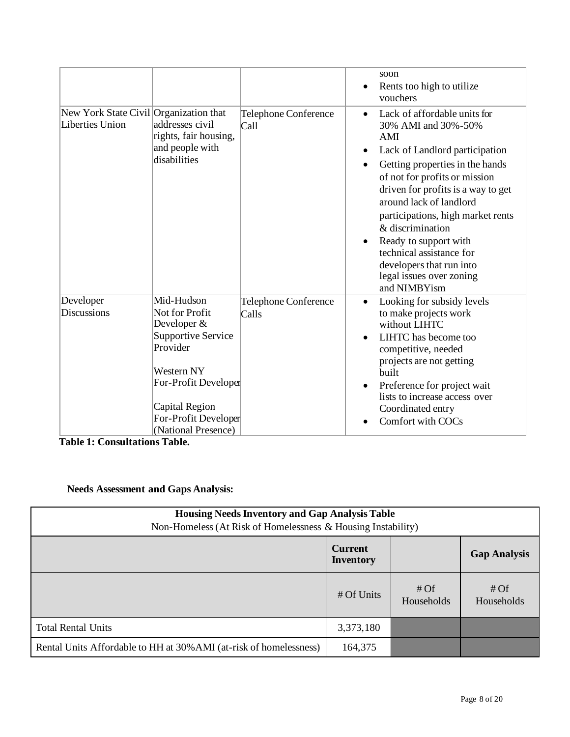| | | | |
|---|---|---|---|
| | | | • soon<br>• Rents too high to utilize vouchers |
| New York State Civil Liberties Union | Organization that addresses civil rights, fair housing, and people with disabilities | Telephone Conference Call | • Lack of affordable units for 30% AMI and 30%-50% AMI<br>• Lack of Landlord participation<br>• Getting properties in the hands of not for profits or mission driven for profits is a way to get around lack of landlord participations, high market rents & discrimination<br>• Ready to support with technical assistance for developers that run into legal issues over zoning and NIMBYism |
| Developer Discussions | Mid-Hudson Not for Profit Developer & Supportive Service Provider<br><br>Western NY For-Profit Developer<br><br>Capital Region For-Profit Developer (National Presence) | Telephone Conference Calls | • Looking for subsidy levels to make projects work without LIHTC<br>• LIHTC has become too competitive, needed projects are not getting built<br>• Preference for project wait lists to increase access over Coordinated entry<br>• Comfort with COCs |

**Table 1: Consultations Table.**

**Needs Assessment and Gaps Analysis:**

| Housing Needs Inventory and Gap Analysis Table<br>Non-Homeless (At Risk of Homelessness & Housing Instability) | | | |
|---|---|---|---|
| | **Current Inventory** | | **Gap Analysis** |
| | # Of Units | # Of Households | # Of Households |
| Total Rental Units | 3,373,180 | | |
| Rental Units Affordable to HH at 30%AMI (at-risk of homelessness) | 164,375 | | |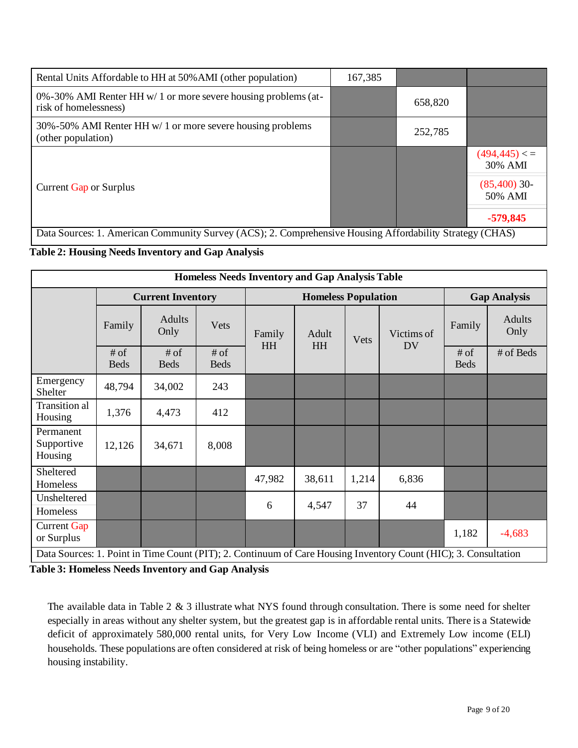| | | | |
|---|---|---|---|
| Rental Units Affordable to HH at 50%AMI (other population) | 167,385 | | |
| 0%-30% AMI Renter HH w/ 1 or more severe housing problems (at-risk of homelessness) | | 658,820 | |
| 30%-50% AMI Renter HH w/ 1 or more severe housing problems (other population) | | 252,785 | |
| Current Gap or Surplus | | | (494,445) < = 30% AMI<br>(85,400) 30-50% AMI<br>**-579,845** |
| Data Sources: 1. American Community Survey (ACS); 2. Comprehensive Housing Affordability Strategy (CHAS) | | | |

**Table 2: Housing Needs Inventory and Gap Analysis**

| Homeless Needs Inventory and Gap Analysis Table | | | | | | | | | |
|---|---|---|---|---|---|---|---|---|---|
| | **Current Inventory** | | | **Homeless Population** | | | | **Gap Analysis** | |
| | Family<br># of Beds | Adults Only<br># of Beds | Vets<br># of Beds | Family HH | Adult HH | Vets | Victims of DV | Family<br># of Beds | Adults Only<br># of Beds |
| Emergency Shelter | 48,794 | 34,002 | 243 | | | | | | |
| Transitional Housing | 1,376 | 4,473 | 412 | | | | | | |
| Permanent Supportive Housing | 12,126 | 34,671 | 8,008 | | | | | | |
| Sheltered Homeless | | | | 47,982 | 38,611 | 1,214 | 6,836 | | |
| Unsheltered Homeless | | | | 6 | 4,547 | 37 | 44 | | |
| Current Gap or Surplus | | | | | | | | 1,182 | -4,683 |
| Data Sources: 1. Point in Time Count (PIT); 2. Continuum of Care Housing Inventory Count (HIC); 3. Consultation | | | | | | | | | |

**Table 3: Homeless Needs Inventory and Gap Analysis**

The available data in Table 2 & 3 illustrate what NYS found through consultation. There is some need for shelter especially in areas without any shelter system, but the greatest gap is in affordable rental units. There is a Statewide deficit of approximately 580,000 rental units, for Very Low Income (VLI) and Extremely Low income (ELI) households. These populations are often considered at risk of being homeless or are "other populations" experiencing housing instability.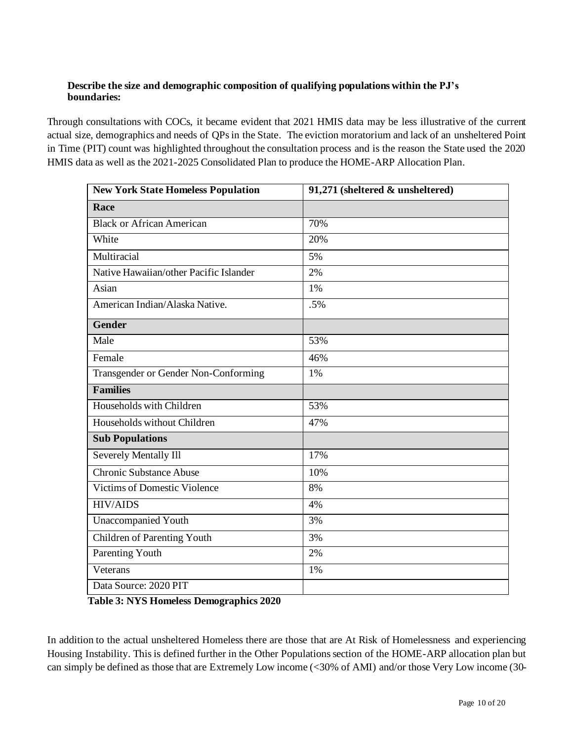**Describe the size and demographic composition of qualifying populations within the PJ's boundaries:**

Through consultations with COCs, it became evident that 2021 HMIS data may be less illustrative of the current actual size, demographics and needs of QPs in the State. The eviction moratorium and lack of an unsheltered Point in Time (PIT) count was highlighted throughout the consultation process and is the reason the State used the 2020 HMIS data as well as the 2021-2025 Consolidated Plan to produce the HOME-ARP Allocation Plan.

| **New York State Homeless Population** | **91,271 (sheltered & unsheltered)** |
|---|---|
| **Race** | |
| Black or African American | 70% |
| White | 20% |
| Multiracial | 5% |
| Native Hawaiian/other Pacific Islander | 2% |
| Asian | 1% |
| American Indian/Alaska Native. | .5% |
| **Gender** | |
| Male | 53% |
| Female | 46% |
| Transgender or Gender Non-Conforming | 1% |
| **Families** | |
| Households with Children | 53% |
| Households without Children | 47% |
| **Sub Populations** | |
| Severely Mentally Ill | 17% |
| Chronic Substance Abuse | 10% |
| Victims of Domestic Violence | 8% |
| HIV/AIDS | 4% |
| Unaccompanied Youth | 3% |
| Children of Parenting Youth | 3% |
| Parenting Youth | 2% |
| Veterans | 1% |
| Data Source: 2020 PIT | |

**Table 3: NYS Homeless Demographics 2020**

In addition to the actual unsheltered Homeless there are those that are At Risk of Homelessness and experiencing Housing Instability. This is defined further in the Other Populations section of the HOME-ARP allocation plan but can simply be defined as those that are Extremely Low income (<30% of AMI) and/or those Very Low income (30-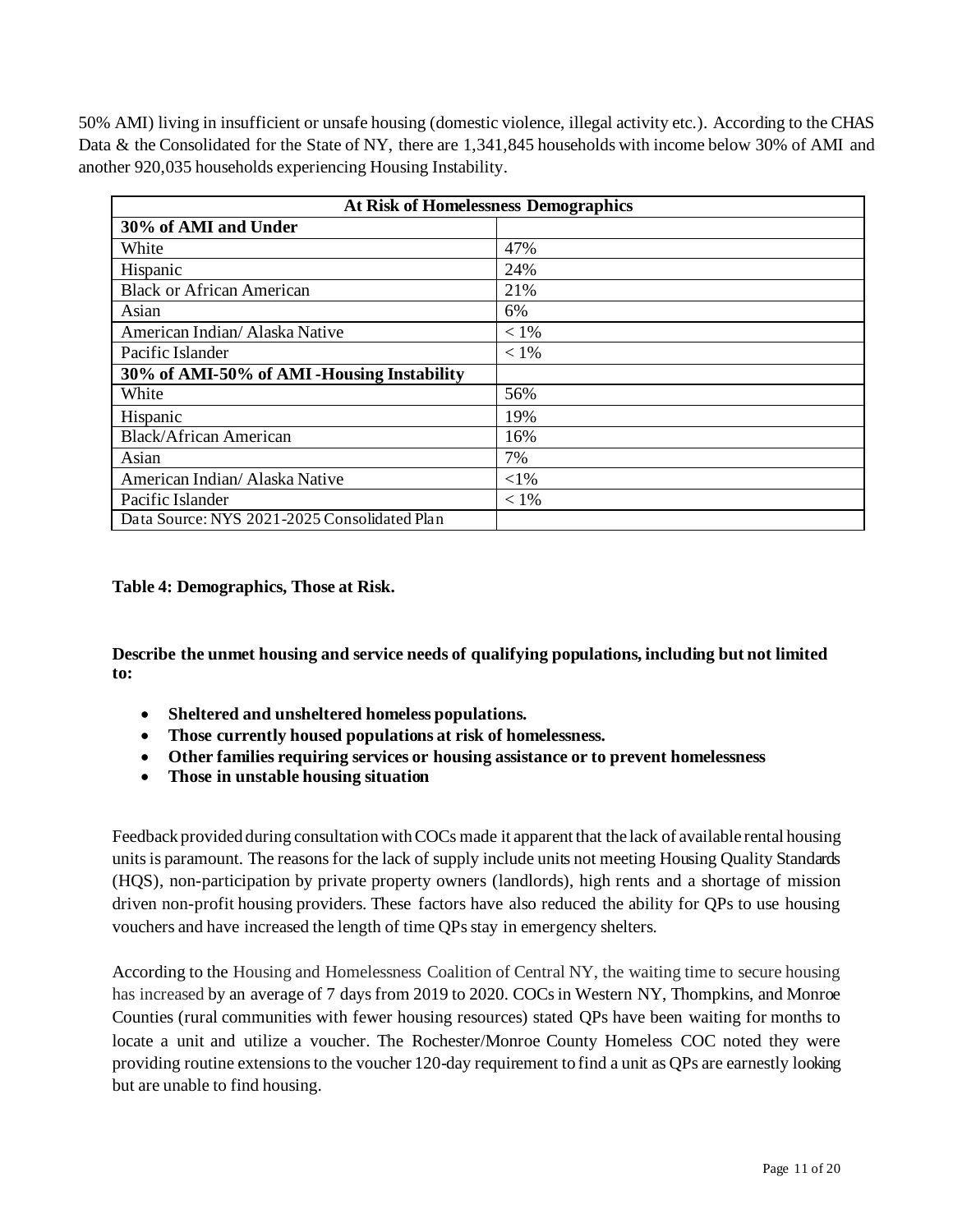50% AMI) living in insufficient or unsafe housing (domestic violence, illegal activity etc.). According to the CHAS Data & the Consolidated for the State of NY, there are 1,341,845 households with income below 30% of AMI and another 920,035 households experiencing Housing Instability.

| At Risk of Homelessness Demographics | |
|---|---|
| **30% of AMI and Under** | |
| White | 47% |
| Hispanic | 24% |
| Black or African American | 21% |
| Asian | 6% |
| American Indian/ Alaska Native | < 1% |
| Pacific Islander | < 1% |
| **30% of AMI-50% of AMI -Housing Instability** | |
| White | 56% |
| Hispanic | 19% |
| Black/African American | 16% |
| Asian | 7% |
| American Indian/ Alaska Native | <1% |
| Pacific Islander | < 1% |
| Data Source: NYS 2021-2025 Consolidated Plan | |

**Table 4: Demographics, Those at Risk.**

**Describe the unmet housing and service needs of qualifying populations, including but not limited to:**

- **Sheltered and unsheltered homeless populations.**
- **Those currently housed populations at risk of homelessness.**
- **Other families requiring services or housing assistance or to prevent homelessness**
- **Those in unstable housing situation**

Feedback provided during consultation with COCs made it apparent that the lack of available rental housing units is paramount. The reasons for the lack of supply include units not meeting Housing Quality Standards (HQS), non-participation by private property owners (landlords), high rents and a shortage of mission driven non-profit housing providers. These factors have also reduced the ability for QPs to use housing vouchers and have increased the length of time QPs stay in emergency shelters.

According to the Housing and Homelessness Coalition of Central NY, the waiting time to secure housing has increased by an average of 7 days from 2019 to 2020. COCs in Western NY, Thompkins, and Monroe Counties (rural communities with fewer housing resources) stated QPs have been waiting for months to locate a unit and utilize a voucher. The Rochester/Monroe County Homeless COC noted they were providing routine extensions to the voucher 120-day requirement to find a unit as QPs are earnestly looking but are unable to find housing.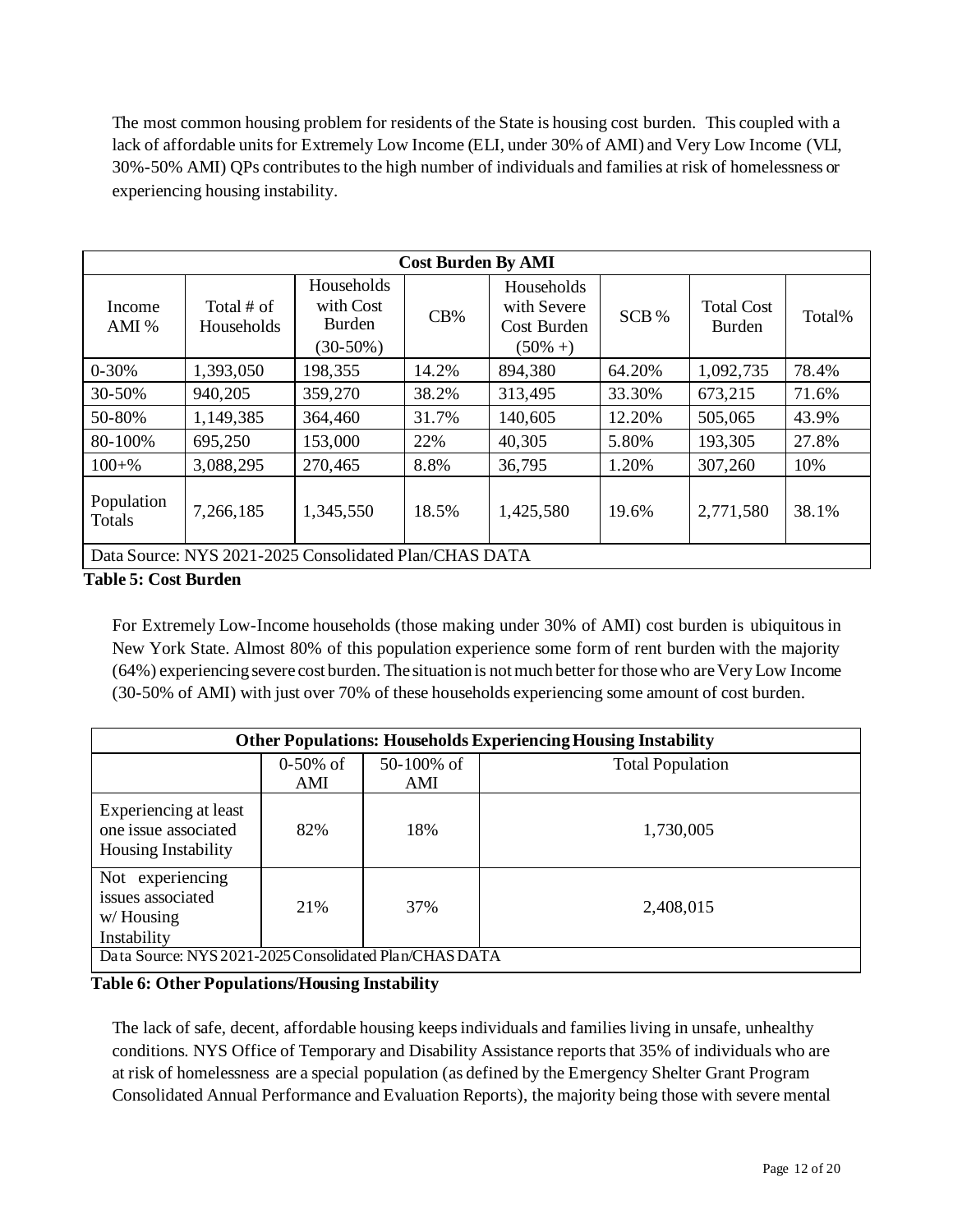The most common housing problem for residents of the State is housing cost burden. This coupled with a lack of affordable units for Extremely Low Income (ELI, under 30% of AMI) and Very Low Income (VLI, 30%-50% AMI) QPs contributes to the high number of individuals and families at risk of homelessness or experiencing housing instability.

| Cost Burden By AMI | | | | | | | |
|---|---|---|---|---|---|---|---|
| Income AMI % | Total # of Households | Households with Cost Burden (30-50%) | CB% | Households with Severe Cost Burden (50% +) | SCB % | Total Cost Burden | Total% |
| 0-30% | 1,393,050 | 198,355 | 14.2% | 894,380 | 64.20% | 1,092,735 | 78.4% |
| 30-50% | 940,205 | 359,270 | 38.2% | 313,495 | 33.30% | 673,215 | 71.6% |
| 50-80% | 1,149,385 | 364,460 | 31.7% | 140,605 | 12.20% | 505,065 | 43.9% |
| 80-100% | 695,250 | 153,000 | 22% | 40,305 | 5.80% | 193,305 | 27.8% |
| 100+% | 3,088,295 | 270,465 | 8.8% | 36,795 | 1.20% | 307,260 | 10% |
| Population Totals | 7,266,185 | 1,345,550 | 18.5% | 1,425,580 | 19.6% | 2,771,580 | 38.1% |
| Data Source: NYS 2021-2025 Consolidated Plan/CHAS DATA | | | | | | | |

**Table 5: Cost Burden**

For Extremely Low-Income households (those making under 30% of AMI) cost burden is ubiquitous in New York State. Almost 80% of this population experience some form of rent burden with the majority (64%) experiencing severe cost burden. The situation is not much better for those who are Very Low Income (30-50% of AMI) with just over 70% of these households experiencing some amount of cost burden.

| Other Populations: Households Experiencing Housing Instability | | | |
|---|---|---|---|
| | 0-50% of AMI | 50-100% of AMI | Total Population |
| Experiencing at least one issue associated Housing Instability | 82% | 18% | 1,730,005 |
| Not experiencing issues associated w/ Housing Instability | 21% | 37% | 2,408,015 |
| Data Source: NYS 2021-2025 Consolidated Plan/CHAS DATA | | | |

**Table 6: Other Populations/Housing Instability**

The lack of safe, decent, affordable housing keeps individuals and families living in unsafe, unhealthy conditions. NYS Office of Temporary and Disability Assistance reports that 35% of individuals who are at risk of homelessness are a special population (as defined by the Emergency Shelter Grant Program Consolidated Annual Performance and Evaluation Reports), the majority being those with severe mental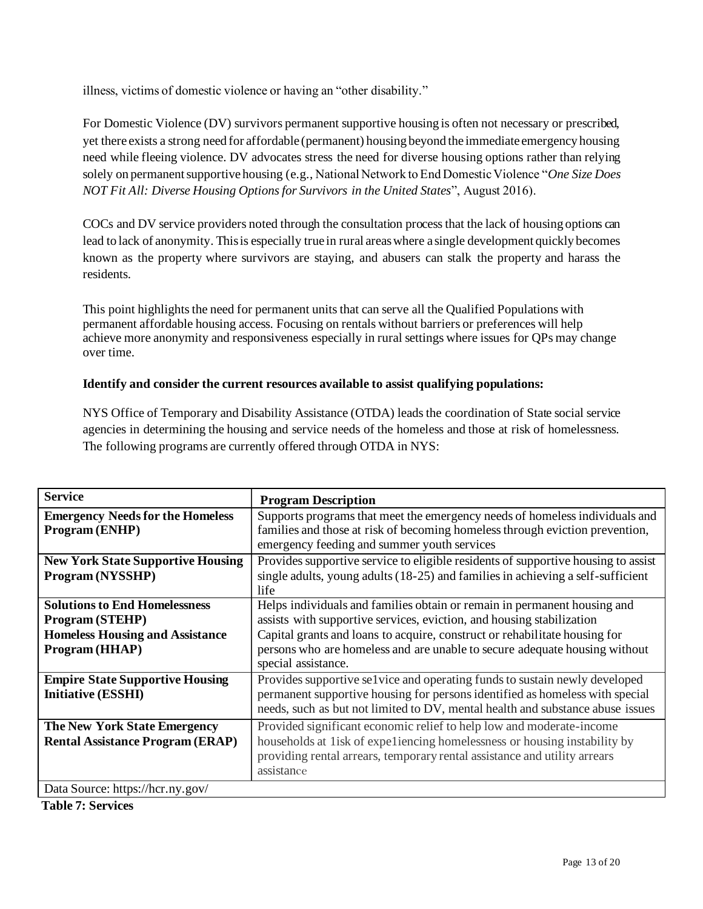illness, victims of domestic violence or having an "other disability."

For Domestic Violence (DV) survivors permanent supportive housing is often not necessary or prescribed, yet there exists a strong need for affordable (permanent) housing beyond the immediate emergency housing need while fleeing violence. DV advocates stress the need for diverse housing options rather than relying solely on permanent supportive housing (e.g., National Network to End Domestic Violence "*One Size Does NOT Fit All: Diverse Housing Options for Survivors in the United States*", August 2016).

COCs and DV service providers noted through the consultation process that the lack of housing options can lead to lack of anonymity. This is especially true in rural areas where a single development quickly becomes known as the property where survivors are staying, and abusers can stalk the property and harass the residents.

This point highlights the need for permanent units that can serve all the Qualified Populations with permanent affordable housing access. Focusing on rentals without barriers or preferences will help achieve more anonymity and responsiveness especially in rural settings where issues for QPs may change over time.

**Identify and consider the current resources available to assist qualifying populations:**

NYS Office of Temporary and Disability Assistance (OTDA) leads the coordination of State social service agencies in determining the housing and service needs of the homeless and those at risk of homelessness. The following programs are currently offered through OTDA in NYS:

| Service | Program Description |
| --- | --- |
| **Emergency Needs for the Homeless Program (ENHP)** | Supports programs that meet the emergency needs of homeless individuals and families and those at risk of becoming homeless through eviction prevention, emergency feeding and summer youth services |
| **New York State Supportive Housing Program (NYSSHP)** | Provides supportive service to eligible residents of supportive housing to assist single adults, young adults (18-25) and families in achieving a self-sufficient life |
| **Solutions to End Homelessness Program (STEHP)**<br>**Homeless Housing and Assistance Program (HHAP)** | Helps individuals and families obtain or remain in permanent housing and assists with supportive services, eviction, and housing stabilization<br>Capital grants and loans to acquire, construct or rehabilitate housing for persons who are homeless and are unable to secure adequate housing without special assistance. |
| **Empire State Supportive Housing Initiative (ESSHI)** | Provides supportive se1vice and operating funds to sustain newly developed permanent supportive housing for persons identified as homeless with special needs, such as but not limited to DV, mental health and substance abuse issues |
| **The New York State Emergency Rental Assistance Program (ERAP)** | Provided significant economic relief to help low and moderate-income households at 1isk of expe1iencing homelessness or housing instability by providing rental arrears, temporary rental assistance and utility arrears assistance |
| Data Source: https://hcr.ny.gov/ | |

**Table 7: Services**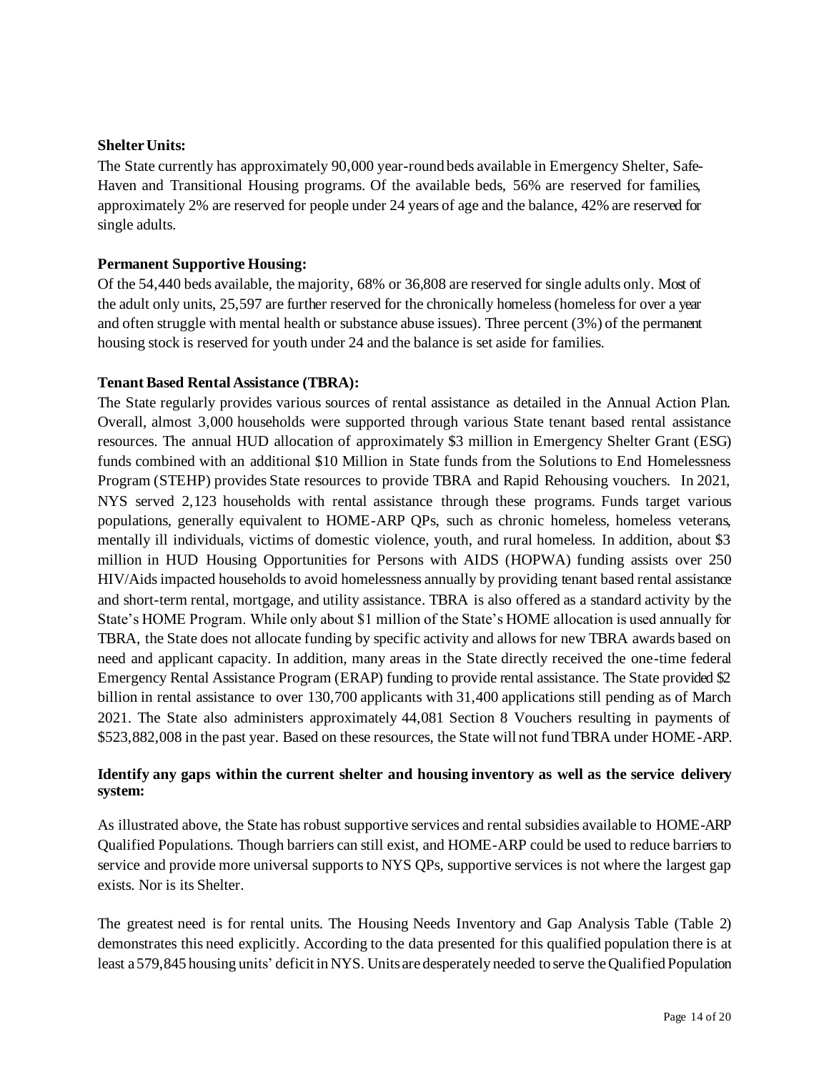**Shelter Units:**

The State currently has approximately 90,000 year-round beds available in Emergency Shelter, Safe-Haven and Transitional Housing programs. Of the available beds, 56% are reserved for families, approximately 2% are reserved for people under 24 years of age and the balance, 42% are reserved for single adults.

**Permanent Supportive Housing:**

Of the 54,440 beds available, the majority, 68% or 36,808 are reserved for single adults only. Most of the adult only units, 25,597 are further reserved for the chronically homeless (homeless for over a year and often struggle with mental health or substance abuse issues). Three percent (3%) of the permanent housing stock is reserved for youth under 24 and the balance is set aside for families.

**Tenant Based Rental Assistance (TBRA):**

The State regularly provides various sources of rental assistance as detailed in the Annual Action Plan. Overall, almost 3,000 households were supported through various State tenant based rental assistance resources. The annual HUD allocation of approximately $3 million in Emergency Shelter Grant (ESG) funds combined with an additional $10 Million in State funds from the Solutions to End Homelessness Program (STEHP) provides State resources to provide TBRA and Rapid Rehousing vouchers. In 2021, NYS served 2,123 households with rental assistance through these programs. Funds target various populations, generally equivalent to HOME-ARP QPs, such as chronic homeless, homeless veterans, mentally ill individuals, victims of domestic violence, youth, and rural homeless. In addition, about $3 million in HUD Housing Opportunities for Persons with AIDS (HOPWA) funding assists over 250 HIV/Aids impacted households to avoid homelessness annually by providing tenant based rental assistance and short-term rental, mortgage, and utility assistance. TBRA is also offered as a standard activity by the State's HOME Program. While only about $1 million of the State's HOME allocation is used annually for TBRA, the State does not allocate funding by specific activity and allows for new TBRA awards based on need and applicant capacity. In addition, many areas in the State directly received the one-time federal Emergency Rental Assistance Program (ERAP) funding to provide rental assistance. The State provided $2 billion in rental assistance to over 130,700 applicants with 31,400 applications still pending as of March 2021. The State also administers approximately 44,081 Section 8 Vouchers resulting in payments of $523,882,008 in the past year. Based on these resources, the State will not fund TBRA under HOME-ARP.

**Identify any gaps within the current shelter and housing inventory as well as the service delivery system:**

As illustrated above, the State has robust supportive services and rental subsidies available to HOME-ARP Qualified Populations. Though barriers can still exist, and HOME-ARP could be used to reduce barriers to service and provide more universal supports to NYS QPs, supportive services is not where the largest gap exists. Nor is its Shelter.

The greatest need is for rental units. The Housing Needs Inventory and Gap Analysis Table (Table 2) demonstrates this need explicitly. According to the data presented for this qualified population there is at least a 579,845 housing units' deficit in NYS. Units are desperately needed to serve the Qualified Population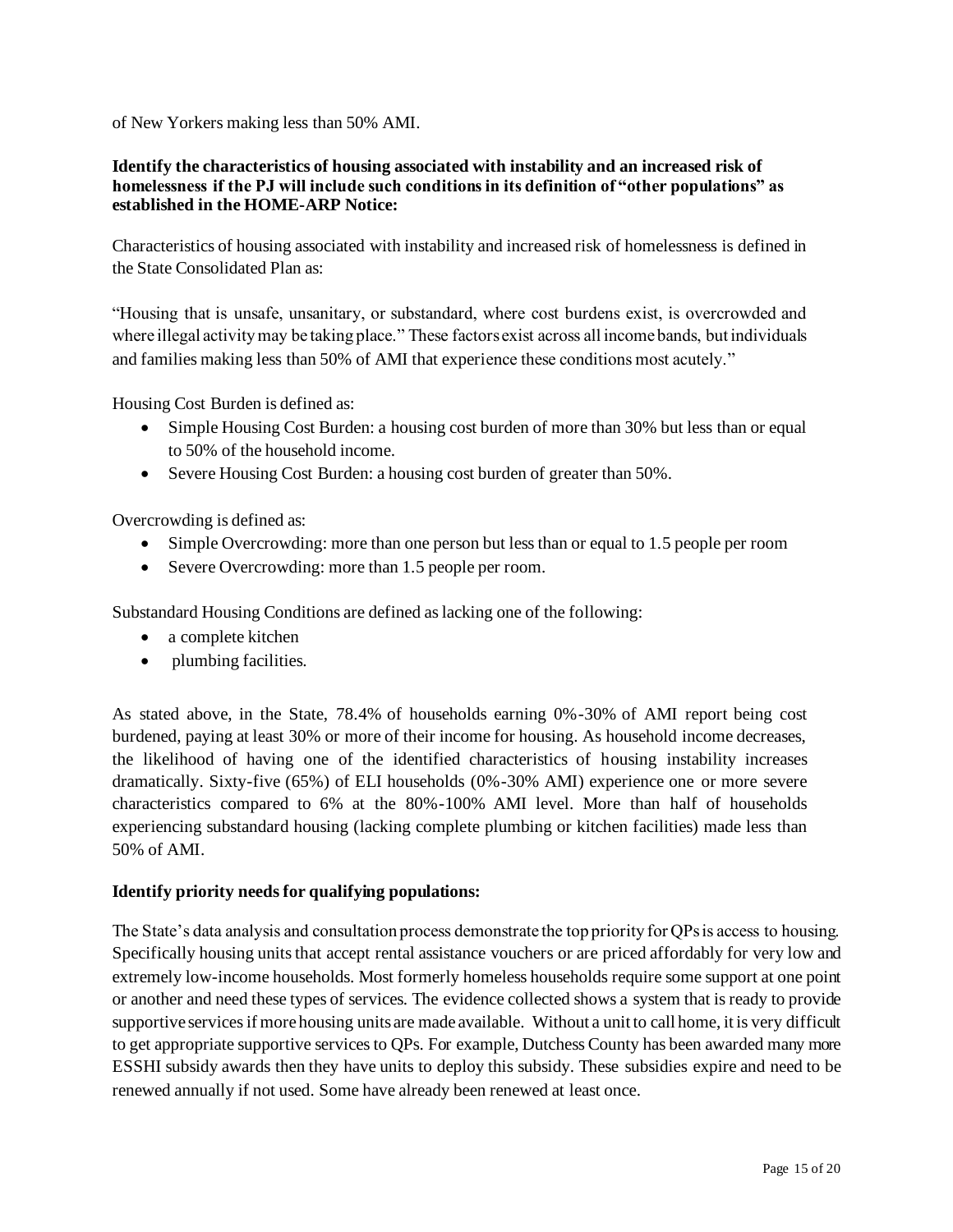of New Yorkers making less than 50% AMI.

**Identify the characteristics of housing associated with instability and an increased risk of homelessness if the PJ will include such conditions in its definition of "other populations" as established in the HOME-ARP Notice:**

Characteristics of housing associated with instability and increased risk of homelessness is defined in the State Consolidated Plan as:

"Housing that is unsafe, unsanitary, or substandard, where cost burdens exist, is overcrowded and where illegal activity may be taking place." These factors exist across all income bands, but individuals and families making less than 50% of AMI that experience these conditions most acutely."

Housing Cost Burden is defined as:

- Simple Housing Cost Burden: a housing cost burden of more than 30% but less than or equal to 50% of the household income.
- Severe Housing Cost Burden: a housing cost burden of greater than 50%.

Overcrowding is defined as:

- Simple Overcrowding: more than one person but less than or equal to 1.5 people per room
- Severe Overcrowding: more than 1.5 people per room.

Substandard Housing Conditions are defined as lacking one of the following:

- a complete kitchen
- plumbing facilities.

As stated above, in the State, 78.4% of households earning 0%-30% of AMI report being cost burdened, paying at least 30% or more of their income for housing. As household income decreases, the likelihood of having one of the identified characteristics of housing instability increases dramatically. Sixty-five (65%) of ELI households (0%-30% AMI) experience one or more severe characteristics compared to 6% at the 80%-100% AMI level. More than half of households experiencing substandard housing (lacking complete plumbing or kitchen facilities) made less than 50% of AMI.

**Identify priority needs for qualifying populations:**

The State's data analysis and consultation process demonstrate the top priority for QPs is access to housing. Specifically housing units that accept rental assistance vouchers or are priced affordably for very low and extremely low-income households. Most formerly homeless households require some support at one point or another and need these types of services. The evidence collected shows a system that is ready to provide supportive services if more housing units are made available. Without a unit to call home, it is very difficult to get appropriate supportive services to QPs. For example, Dutchess County has been awarded many more ESSHI subsidy awards then they have units to deploy this subsidy. These subsidies expire and need to be renewed annually if not used. Some have already been renewed at least once.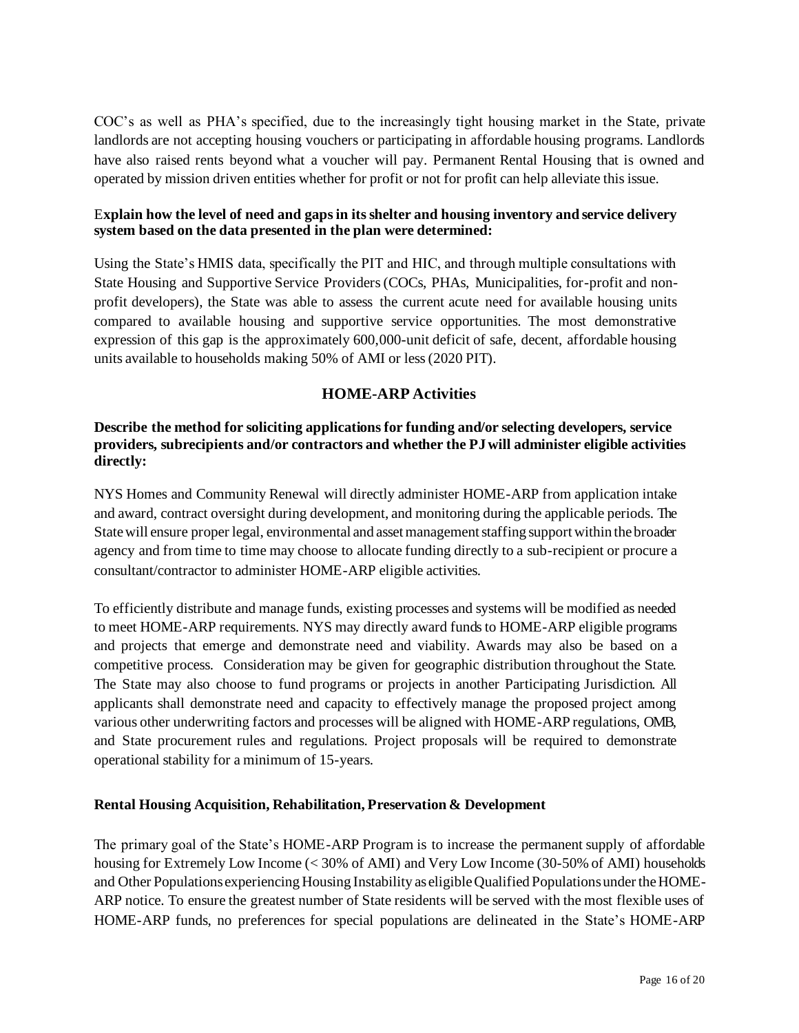COC's as well as PHA's specified, due to the increasingly tight housing market in the State, private landlords are not accepting housing vouchers or participating in affordable housing programs. Landlords have also raised rents beyond what a voucher will pay. Permanent Rental Housing that is owned and operated by mission driven entities whether for profit or not for profit can help alleviate this issue.

**Explain how the level of need and gaps in its shelter and housing inventory and service delivery system based on the data presented in the plan were determined:**

Using the State's HMIS data, specifically the PIT and HIC, and through multiple consultations with State Housing and Supportive Service Providers (COCs, PHAs, Municipalities, for-profit and non-profit developers), the State was able to assess the current acute need for available housing units compared to available housing and supportive service opportunities. The most demonstrative expression of this gap is the approximately 600,000-unit deficit of safe, decent, affordable housing units available to households making 50% of AMI or less (2020 PIT).

## HOME-ARP Activities

**Describe the method for soliciting applications for funding and/or selecting developers, service providers, subrecipients and/or contractors and whether the PJ will administer eligible activities directly:**

NYS Homes and Community Renewal will directly administer HOME-ARP from application intake and award, contract oversight during development, and monitoring during the applicable periods. The State will ensure proper legal, environmental and asset management staffing support within the broader agency and from time to time may choose to allocate funding directly to a sub-recipient or procure a consultant/contractor to administer HOME-ARP eligible activities.

To efficiently distribute and manage funds, existing processes and systems will be modified as needed to meet HOME-ARP requirements. NYS may directly award funds to HOME-ARP eligible programs and projects that emerge and demonstrate need and viability. Awards may also be based on a competitive process. Consideration may be given for geographic distribution throughout the State. The State may also choose to fund programs or projects in another Participating Jurisdiction. All applicants shall demonstrate need and capacity to effectively manage the proposed project among various other underwriting factors and processes will be aligned with HOME-ARP regulations, OMB, and State procurement rules and regulations. Project proposals will be required to demonstrate operational stability for a minimum of 15-years.

**Rental Housing Acquisition, Rehabilitation, Preservation & Development**

The primary goal of the State's HOME-ARP Program is to increase the permanent supply of affordable housing for Extremely Low Income (< 30% of AMI) and Very Low Income (30-50% of AMI) households and Other Populations experiencing Housing Instability as eligible Qualified Populations under the HOME-ARP notice. To ensure the greatest number of State residents will be served with the most flexible uses of HOME-ARP funds, no preferences for special populations are delineated in the State's HOME-ARP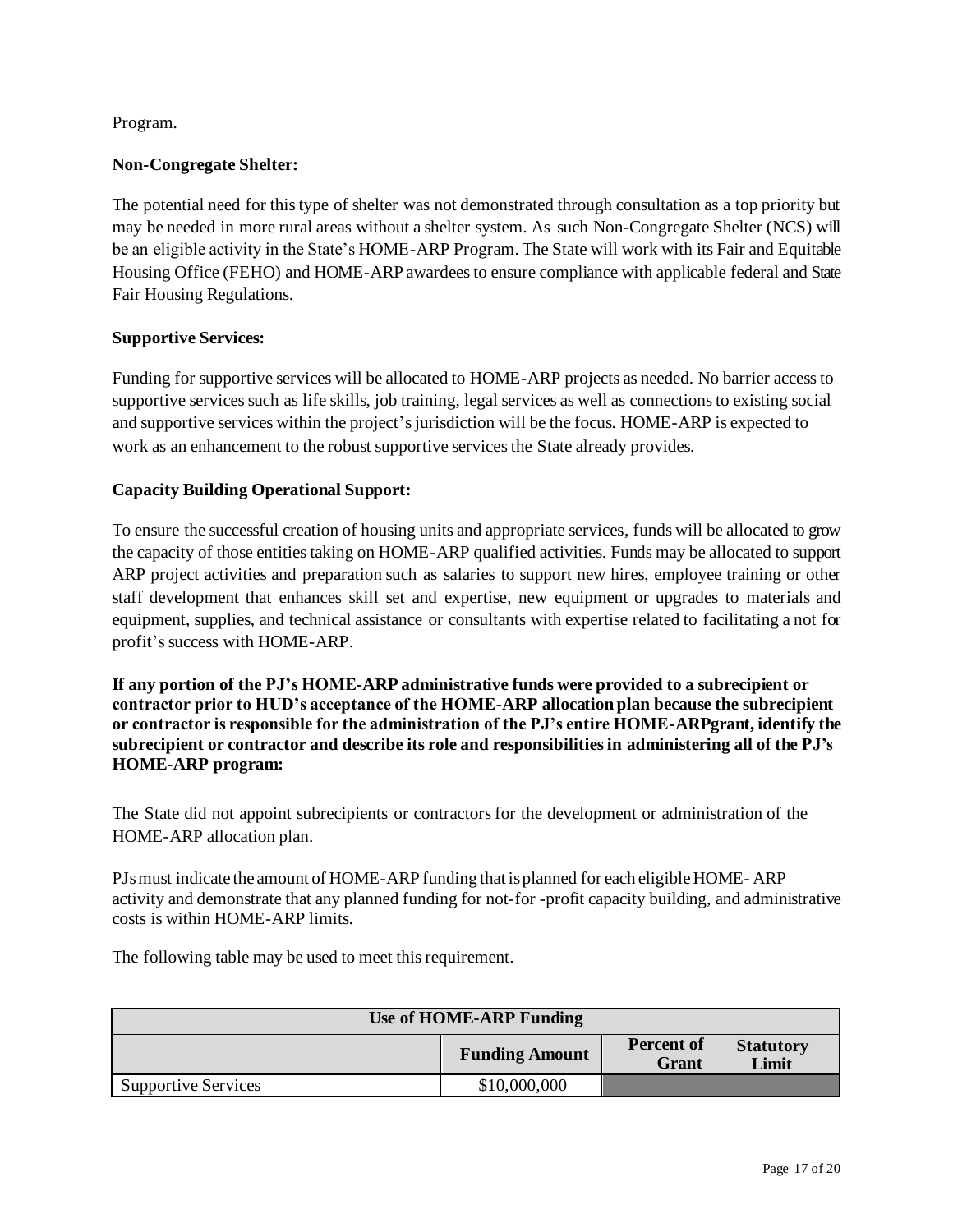Program.

**Non-Congregate Shelter:**

The potential need for this type of shelter was not demonstrated through consultation as a top priority but may be needed in more rural areas without a shelter system. As such Non-Congregate Shelter (NCS) will be an eligible activity in the State's HOME-ARP Program. The State will work with its Fair and Equitable Housing Office (FEHO) and HOME-ARP awardees to ensure compliance with applicable federal and State Fair Housing Regulations.

**Supportive Services:**

Funding for supportive services will be allocated to HOME-ARP projects as needed. No barrier access to supportive services such as life skills, job training, legal services as well as connections to existing social and supportive services within the project's jurisdiction will be the focus. HOME-ARP is expected to work as an enhancement to the robust supportive services the State already provides.

**Capacity Building Operational Support:**

To ensure the successful creation of housing units and appropriate services, funds will be allocated to grow the capacity of those entities taking on HOME-ARP qualified activities. Funds may be allocated to support ARP project activities and preparation such as salaries to support new hires, employee training or other staff development that enhances skill set and expertise, new equipment or upgrades to materials and equipment, supplies, and technical assistance or consultants with expertise related to facilitating a not for profit's success with HOME-ARP.

**If any portion of the PJ's HOME-ARP administrative funds were provided to a subrecipient or contractor prior to HUD's acceptance of the HOME-ARP allocation plan because the subrecipient or contractor is responsible for the administration of the PJ's entire HOME-ARPgrant, identify the subrecipient or contractor and describe its role and responsibilities in administering all of the PJ's HOME-ARP program:**

The State did not appoint subrecipients or contractors for the development or administration of the HOME-ARP allocation plan.

PJs must indicate the amount of HOME-ARP funding that is planned for each eligible HOME- ARP activity and demonstrate that any planned funding for not-for -profit capacity building, and administrative costs is within HOME-ARP limits.

The following table may be used to meet this requirement.

| Use of HOME-ARP Funding | | | |
|---|---|---|---|
| | **Funding Amount** | **Percent of Grant** | **Statutory Limit** |
| Supportive Services | $10,000,000 | | |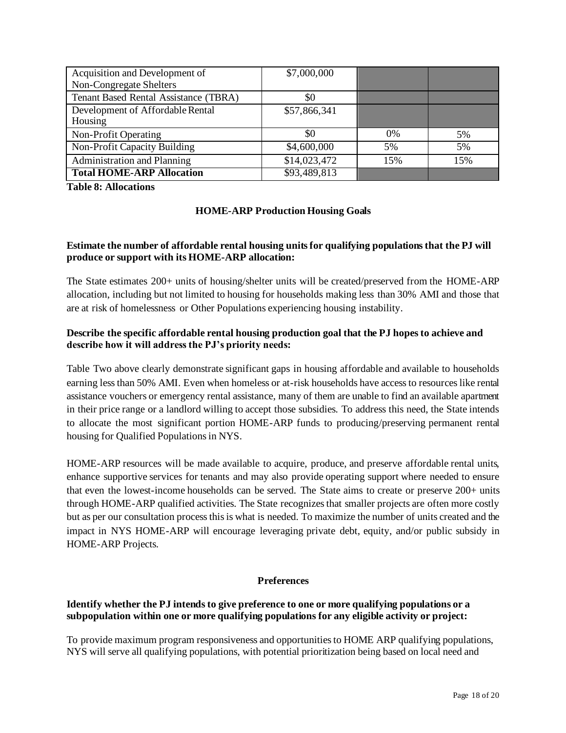| | | | |
|---|---|---|---|
| Acquisition and Development of Non-Congregate Shelters | $7,000,000 | | |
| Tenant Based Rental Assistance (TBRA) | $0 | | |
| Development of Affordable Rental Housing | $57,866,341 | | |
| Non-Profit Operating | $0 | 0% | 5% |
| Non-Profit Capacity Building | $4,600,000 | 5% | 5% |
| Administration and Planning | $14,023,472 | 15% | 15% |
| **Total HOME-ARP Allocation** | $93,489,813 | | |

**Table 8: Allocations**

## HOME-ARP Production Housing Goals

**Estimate the number of affordable rental housing units for qualifying populations that the PJ will produce or support with its HOME-ARP allocation:**

The State estimates 200+ units of housing/shelter units will be created/preserved from the HOME-ARP allocation, including but not limited to housing for households making less than 30% AMI and those that are at risk of homelessness or Other Populations experiencing housing instability.

**Describe the specific affordable rental housing production goal that the PJ hopes to achieve and describe how it will address the PJ's priority needs:**

Table Two above clearly demonstrate significant gaps in housing affordable and available to households earning less than 50% AMI. Even when homeless or at-risk households have access to resources like rental assistance vouchers or emergency rental assistance, many of them are unable to find an available apartment in their price range or a landlord willing to accept those subsidies. To address this need, the State intends to allocate the most significant portion HOME-ARP funds to producing/preserving permanent rental housing for Qualified Populations in NYS.

HOME-ARP resources will be made available to acquire, produce, and preserve affordable rental units, enhance supportive services for tenants and may also provide operating support where needed to ensure that even the lowest-income households can be served. The State aims to create or preserve 200+ units through HOME-ARP qualified activities. The State recognizes that smaller projects are often more costly but as per our consultation process this is what is needed. To maximize the number of units created and the impact in NYS HOME-ARP will encourage leveraging private debt, equity, and/or public subsidy in HOME-ARP Projects.

## Preferences

**Identify whether the PJ intends to give preference to one or more qualifying populations or a subpopulation within one or more qualifying populations for any eligible activity or project:**

To provide maximum program responsiveness and opportunities to HOME ARP qualifying populations, NYS will serve all qualifying populations, with potential prioritization being based on local need and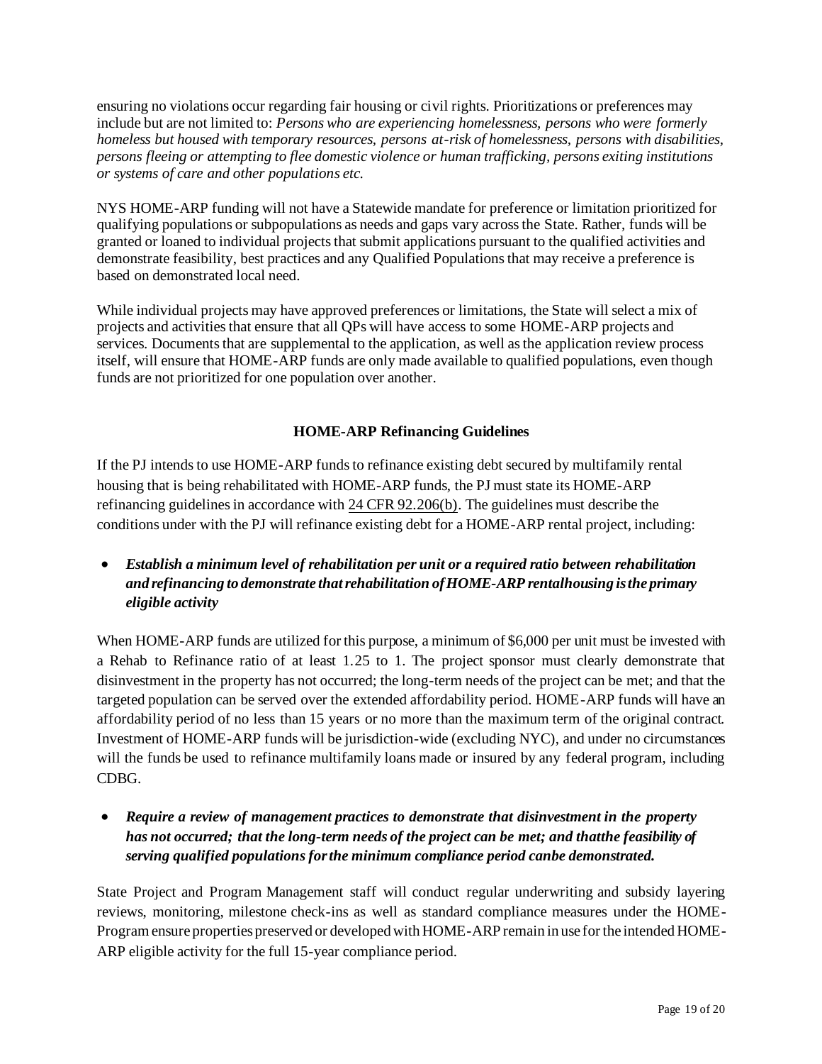ensuring no violations occur regarding fair housing or civil rights. Prioritizations or preferences may include but are not limited to: *Persons who are experiencing homelessness, persons who were formerly homeless but housed with temporary resources, persons at-risk of homelessness, persons with disabilities, persons fleeing or attempting to flee domestic violence or human trafficking, persons exiting institutions or systems of care and other populations etc.*

NYS HOME-ARP funding will not have a Statewide mandate for preference or limitation prioritized for qualifying populations or subpopulations as needs and gaps vary across the State. Rather, funds will be granted or loaned to individual projects that submit applications pursuant to the qualified activities and demonstrate feasibility, best practices and any Qualified Populations that may receive a preference is based on demonstrated local need.

While individual projects may have approved preferences or limitations, the State will select a mix of projects and activities that ensure that all QPs will have access to some HOME-ARP projects and services. Documents that are supplemental to the application, as well as the application review process itself, will ensure that HOME-ARP funds are only made available to qualified populations, even though funds are not prioritized for one population over another.

## HOME-ARP Refinancing Guidelines

If the PJ intends to use HOME-ARP funds to refinance existing debt secured by multifamily rental housing that is being rehabilitated with HOME-ARP funds, the PJ must state its HOME-ARP refinancing guidelines in accordance with 24 CFR 92.206(b). The guidelines must describe the conditions under with the PJ will refinance existing debt for a HOME-ARP rental project, including:

- ***Establish a minimum level of rehabilitation per unit or a required ratio between rehabilitation and refinancing to demonstrate that rehabilitation of HOME-ARP rentalhousing is the primary eligible activity***

When HOME-ARP funds are utilized for this purpose, a minimum of $6,000 per unit must be invested with a Rehab to Refinance ratio of at least 1.25 to 1. The project sponsor must clearly demonstrate that disinvestment in the property has not occurred; the long-term needs of the project can be met; and that the targeted population can be served over the extended affordability period. HOME-ARP funds will have an affordability period of no less than 15 years or no more than the maximum term of the original contract. Investment of HOME-ARP funds will be jurisdiction-wide (excluding NYC), and under no circumstances will the funds be used to refinance multifamily loans made or insured by any federal program, including CDBG.

- ***Require a review of management practices to demonstrate that disinvestment in the property has not occurred; that the long-term needs of the project can be met; and thatthe feasibility of serving qualified populations for the minimum compliance period canbe demonstrated.***

State Project and Program Management staff will conduct regular underwriting and subsidy layering reviews, monitoring, milestone check-ins as well as standard compliance measures under the HOME-Program ensure properties preserved or developed with HOME-ARP remain in use for the intended HOME-ARP eligible activity for the full 15-year compliance period.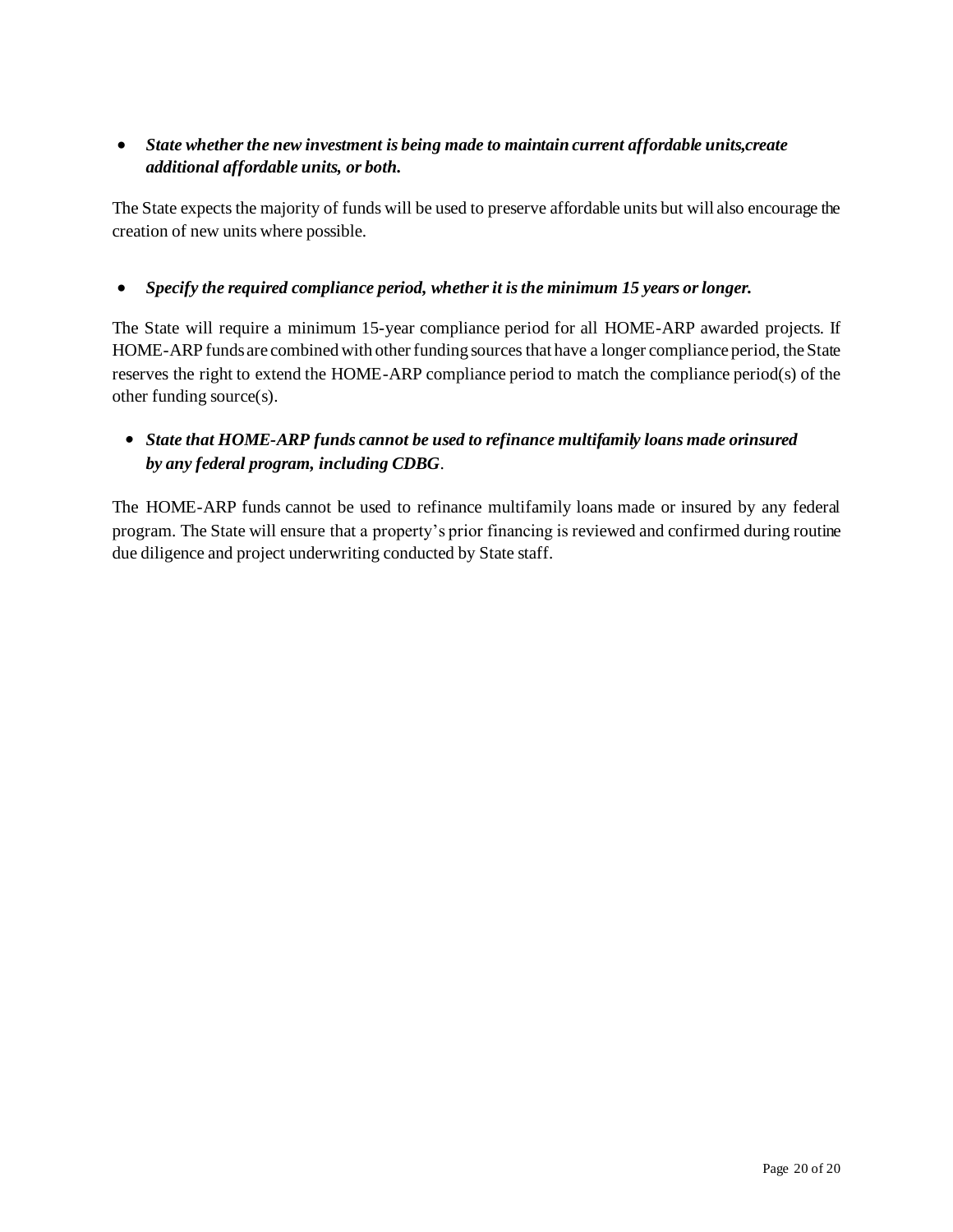- ***State whether the new investment is being made to maintain current affordable units,create additional affordable units, or both.***

The State expects the majority of funds will be used to preserve affordable units but will also encourage the creation of new units where possible.

- ***Specify the required compliance period, whether it is the minimum 15 years or longer.***

The State will require a minimum 15-year compliance period for all HOME-ARP awarded projects. If HOME-ARP funds are combined with other funding sources that have a longer compliance period, the State reserves the right to extend the HOME-ARP compliance period to match the compliance period(s) of the other funding source(s).

- ***State that HOME-ARP funds cannot be used to refinance multifamily loans made orinsured by any federal program, including CDBG***.

The HOME-ARP funds cannot be used to refinance multifamily loans made or insured by any federal program. The State will ensure that a property's prior financing is reviewed and confirmed during routine due diligence and project underwriting conducted by State staff.